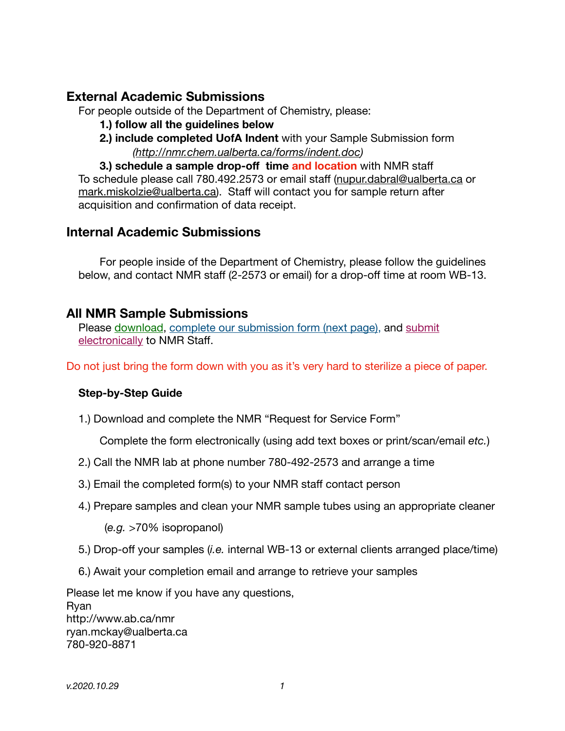## External Academic Submissions

For people outside of the Department of Chemistry, please:

**1.) follow all the guidelines below**

**2.) include completed UofA Indent** with your Sample Submission form *(http://nmr.chem.ualberta.ca/forms/indent.doc)*

**3.) schedule a sample drop-off time and location** with NMR staff

To schedule please call 780.492.2573 or email staff (nupur.dabral@ualberta.ca or mark.miskolzie@ualberta.ca). Staff will contact you for sample return after acquisition and confirmation of data receipt.

## Internal Academic Submissions

For people inside of the Department of Chemistry, please follow the guidelines below, and contact NMR staff (2-2573 or email) for a drop-off time at room WB-13.

## All NMR Sample Submissions

Please download, complete our submission form (next page), and submit electronically to NMR Staff.

Do not just bring the form down with you as it's very hard to sterilize a piece of paper.

### Step-by-Step Guide

1.) Download and complete the NMR "Request for Service Form"

Complete the form electronically (using add text boxes or print/scan/email *etc.*)

2.) Call the NMR lab at phone number 780-492-2573 and arrange a time

3.) Email the completed form(s) to your NMR staff contact person

4.) Prepare samples and clean your NMR sample tubes using an appropriate cleaner

(*e.g.* >70% isopropanol)

5.) Drop-off your samples (*i.e.* internal WB-13 or external clients arranged place/time)

6.) Await your completion email and arrange to retrieve your samples

Please let me know if you have any questions,
Ryan
http://www.ab.ca/nmr
ryan.mckay@ualberta.ca
780-920-8871

*v.2020.10.29*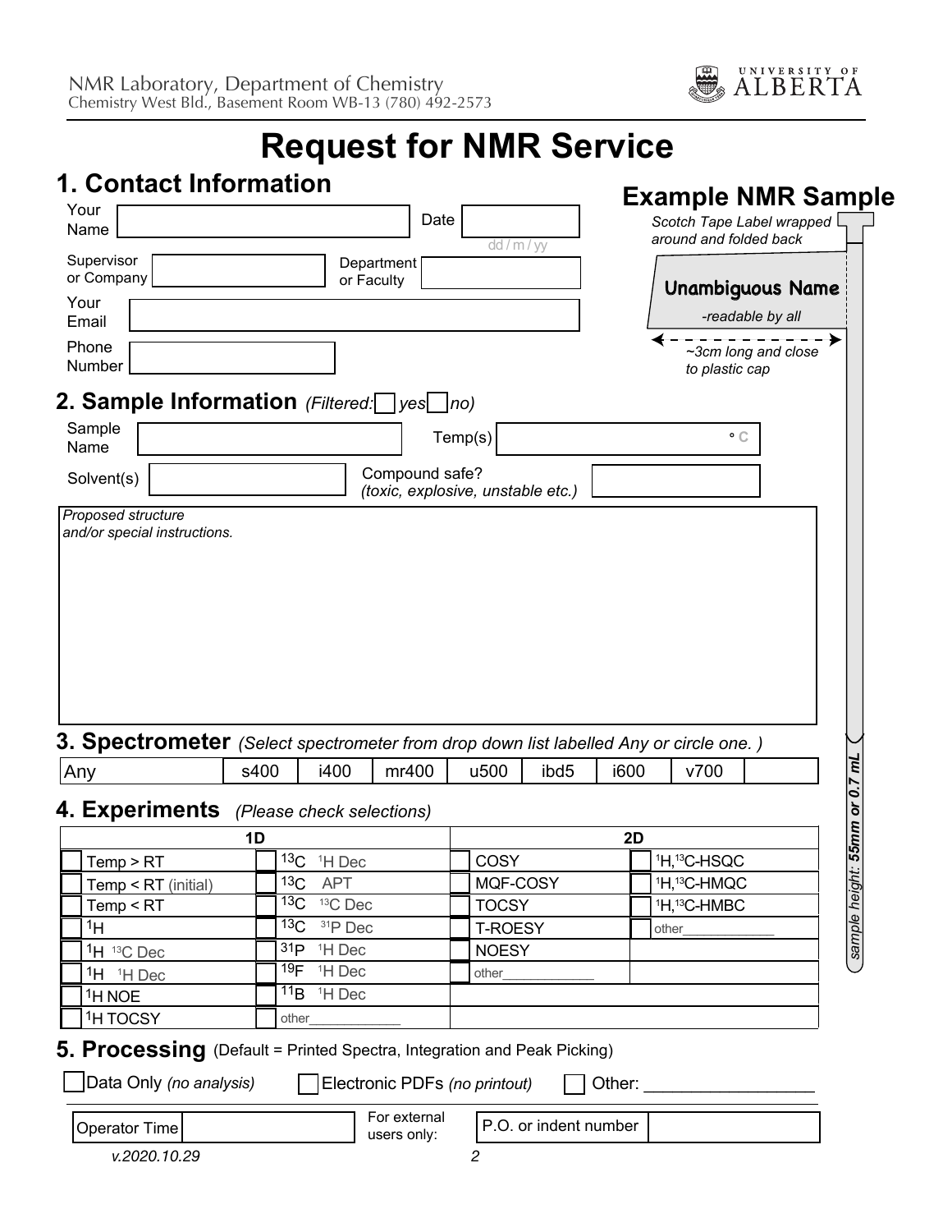NMR Laboratory, Department of Chemistry
Chemistry West Bld., Basement Room WB-13 (780) 492-2573

UNIVERSITY OF ALBERTA

# Request for NMR Service

## 1. Contact Information

Your Name ____________________ Date ____________ (dd / m / yy)

Supervisor or Company ____________________ Department or Faculty ____________________

Your Email ________________________________________

Phone Number ____________________

## Example NMR Sample

*Scotch Tape Label wrapped around and folded back*

**Unambiguous Name**

*-readable by all*

*~3cm long and close to plastic cap*

*sample height: **55mm or 0.7 mL***

## 2. Sample Information *(Filtered: ☐ yes ☐ no)*

Sample Name ____________________ Temp(s) ____________ °C

Solvent(s) ____________________ Compound safe? *(toxic, explosive, unstable etc.)* ____________________

*Proposed structure and/or special instructions.*

## 3. Spectrometer *(Select spectrometer from drop down list labelled Any or circle one. )*

| | | | | | | | | |
|---|---|---|---|---|---|---|---|---|
| Any | s400 | i400 | mr400 | u500 | ibd5 | i600 | v700 | |

## 4. Experiments *(Please check selections)*

| 1D | | 2D | |
|---|---|---|---|
| ☐ Temp > RT | ☐ $^{13}C$ $^{1}H$ Dec | ☐ COSY | ☐ $^{1}H,^{13}C$-HSQC |
| ☐ Temp < RT (initial) | ☐ $^{13}C$ APT | ☐ MQF-COSY | ☐ $^{1}H,^{13}C$-HMQC |
| ☐ Temp < RT | ☐ $^{13}C$ $^{13}C$ Dec | ☐ TOCSY | ☐ $^{1}H,^{13}C$-HMBC |
| ☐ $^{1}H$ | ☐ $^{13}C$ $^{31}P$ Dec | ☐ T-ROESY | ☐ other____________ |
| ☐ $^{1}H$ $^{13}C$ Dec | ☐ $^{31}P$ $^{1}H$ Dec | ☐ NOESY | |
| ☐ $^{1}H$ $^{1}H$ Dec | ☐ $^{19}F$ $^{1}H$ Dec | ☐ other____________ | |
| ☐ $^{1}H$ NOE | ☐ $^{11}B$ $^{1}H$ Dec | | |
| ☐ $^{1}H$ TOCSY | ☐ other____________ | | |

## 5. Processing (Default = Printed Spectra, Integration and Peak Picking)

☐ Data Only *(no analysis)* ☐ Electronic PDFs *(no printout)* ☐ Other: _________________

Operator Time ____________ For external users only: P.O. or indent number ____________

*v.2020.10.29*